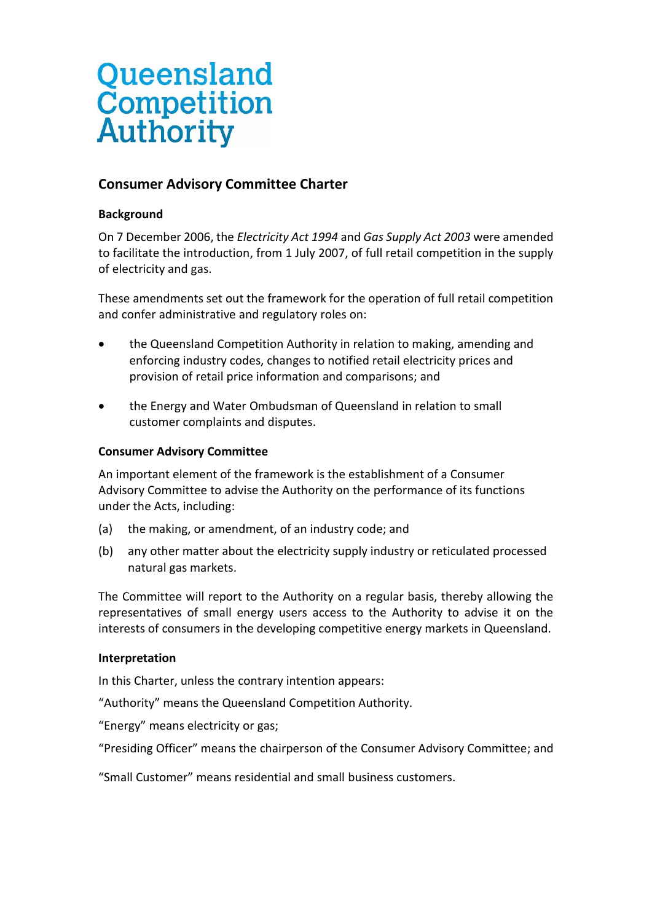# Queensland Competition Authority

## Consumer Advisory Committee Charter

### Background

On 7 December 2006, the *Electricity Act 1994* and *Gas Supply Act 2003* were amended to facilitate the introduction, from 1 July 2007, of full retail competition in the supply of electricity and gas.

These amendments set out the framework for the operation of full retail competition and confer administrative and regulatory roles on:

- the Queensland Competition Authority in relation to making, amending and enforcing industry codes, changes to notified retail electricity prices and provision of retail price information and comparisons; and
- the Energy and Water Ombudsman of Queensland in relation to small customer complaints and disputes.

### Consumer Advisory Committee

An important element of the framework is the establishment of a Consumer Advisory Committee to advise the Authority on the performance of its functions under the Acts, including:

(a) the making, or amendment, of an industry code; and

(b) any other matter about the electricity supply industry or reticulated processed natural gas markets.

The Committee will report to the Authority on a regular basis, thereby allowing the representatives of small energy users access to the Authority to advise it on the interests of consumers in the developing competitive energy markets in Queensland.

### Interpretation

In this Charter, unless the contrary intention appears:

"Authority" means the Queensland Competition Authority.

"Energy" means electricity or gas;

"Presiding Officer" means the chairperson of the Consumer Advisory Committee; and

"Small Customer" means residential and small business customers.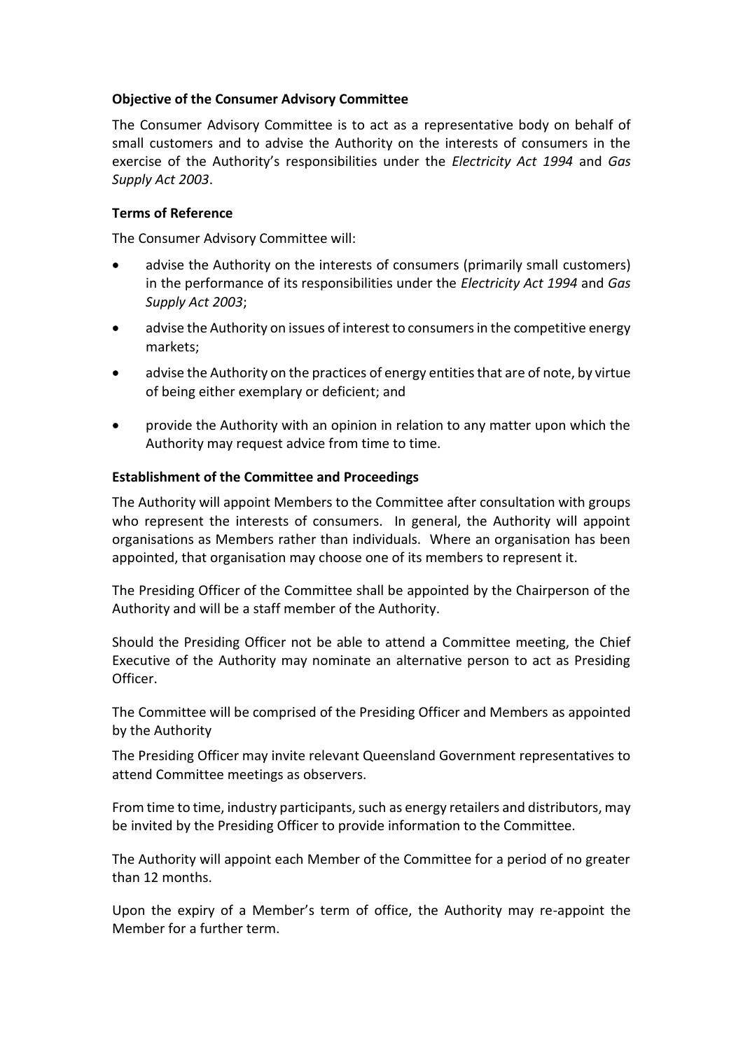### Objective of the Consumer Advisory Committee

The Consumer Advisory Committee is to act as a representative body on behalf of small customers and to advise the Authority on the interests of consumers in the exercise of the Authority's responsibilities under the *Electricity Act 1994* and *Gas Supply Act 2003*.

### Terms of Reference

The Consumer Advisory Committee will:

- advise the Authority on the interests of consumers (primarily small customers) in the performance of its responsibilities under the *Electricity Act 1994* and *Gas Supply Act 2003*;
- advise the Authority on issues of interest to consumers in the competitive energy markets;
- advise the Authority on the practices of energy entities that are of note, by virtue of being either exemplary or deficient; and
- provide the Authority with an opinion in relation to any matter upon which the Authority may request advice from time to time.

### Establishment of the Committee and Proceedings

The Authority will appoint Members to the Committee after consultation with groups who represent the interests of consumers. In general, the Authority will appoint organisations as Members rather than individuals. Where an organisation has been appointed, that organisation may choose one of its members to represent it.

The Presiding Officer of the Committee shall be appointed by the Chairperson of the Authority and will be a staff member of the Authority.

Should the Presiding Officer not be able to attend a Committee meeting, the Chief Executive of the Authority may nominate an alternative person to act as Presiding Officer.

The Committee will be comprised of the Presiding Officer and Members as appointed by the Authority

The Presiding Officer may invite relevant Queensland Government representatives to attend Committee meetings as observers.

From time to time, industry participants, such as energy retailers and distributors, may be invited by the Presiding Officer to provide information to the Committee.

The Authority will appoint each Member of the Committee for a period of no greater than 12 months.

Upon the expiry of a Member's term of office, the Authority may re-appoint the Member for a further term.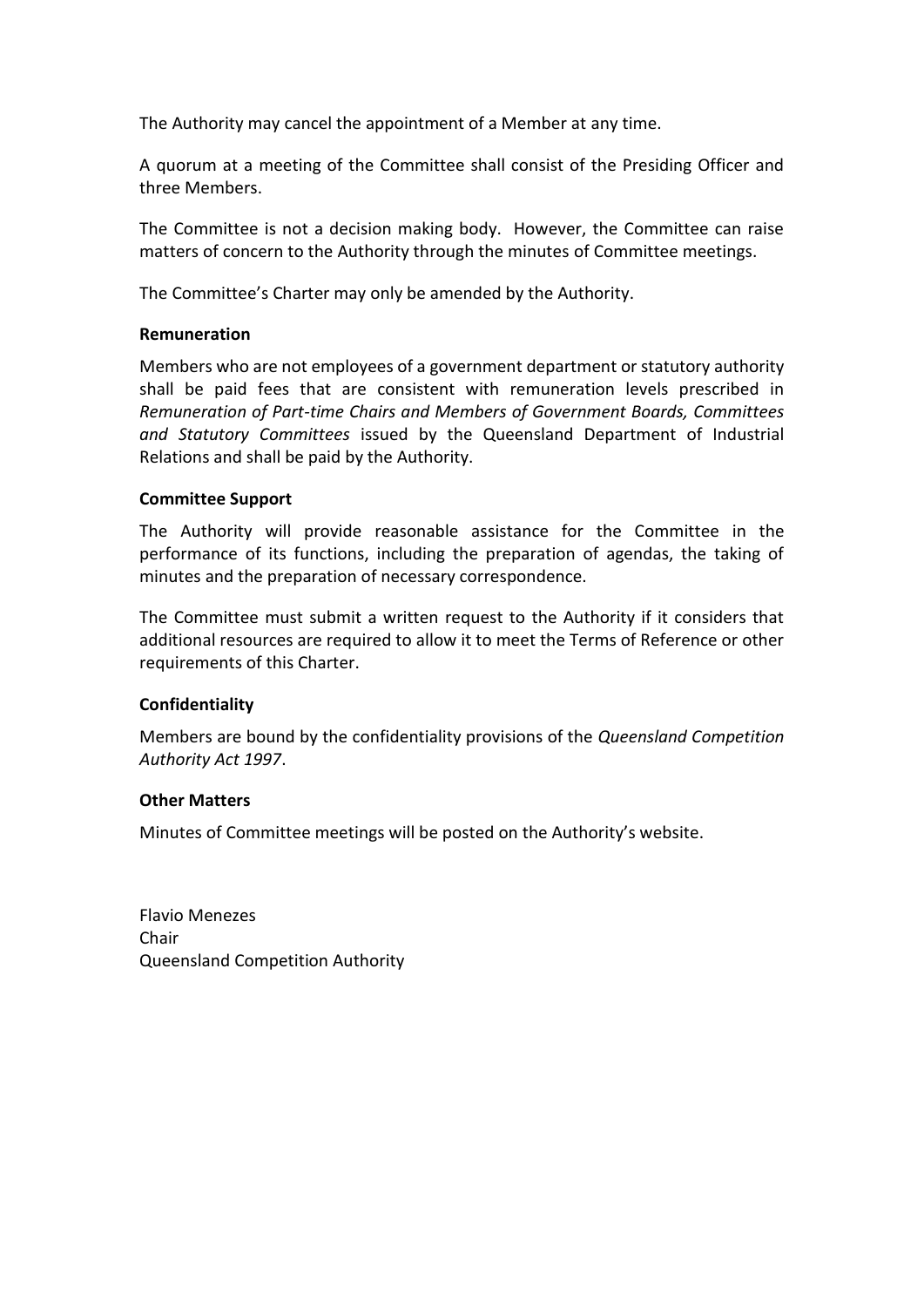The Authority may cancel the appointment of a Member at any time.

A quorum at a meeting of the Committee shall consist of the Presiding Officer and three Members.

The Committee is not a decision making body. However, the Committee can raise matters of concern to the Authority through the minutes of Committee meetings.

The Committee's Charter may only be amended by the Authority.

**Remuneration**

Members who are not employees of a government department or statutory authority shall be paid fees that are consistent with remuneration levels prescribed in *Remuneration of Part-time Chairs and Members of Government Boards, Committees and Statutory Committees* issued by the Queensland Department of Industrial Relations and shall be paid by the Authority.

**Committee Support**

The Authority will provide reasonable assistance for the Committee in the performance of its functions, including the preparation of agendas, the taking of minutes and the preparation of necessary correspondence.

The Committee must submit a written request to the Authority if it considers that additional resources are required to allow it to meet the Terms of Reference or other requirements of this Charter.

**Confidentiality**

Members are bound by the confidentiality provisions of the *Queensland Competition Authority Act 1997*.

**Other Matters**

Minutes of Committee meetings will be posted on the Authority's website.

Flavio Menezes
Chair
Queensland Competition Authority